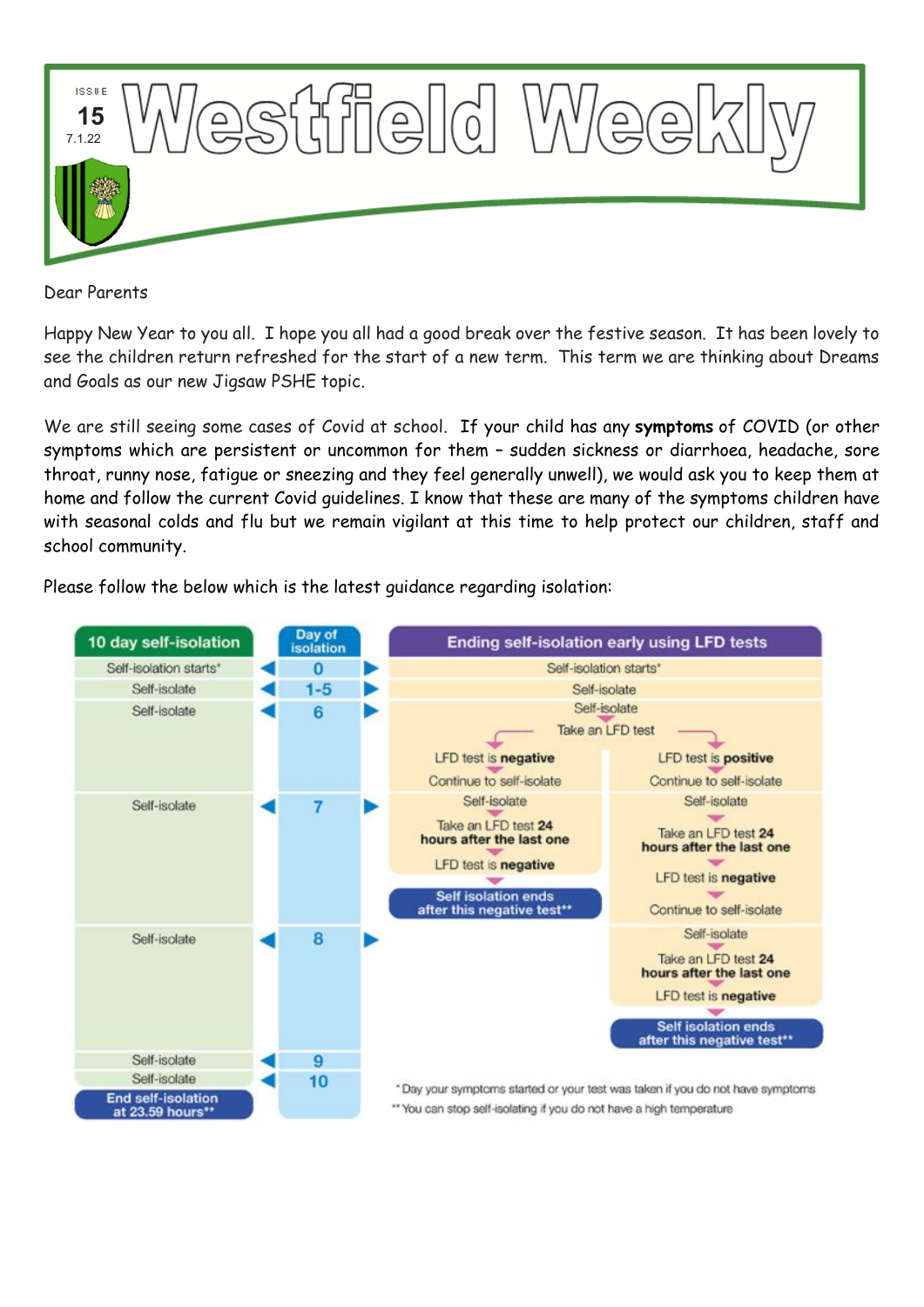ISSUE 15
7.1.22

# Westfield Weekly

Dear Parents

Happy New Year to you all. I hope you all had a good break over the festive season. It has been lovely to see the children return refreshed for the start of a new term. This term we are thinking about Dreams and Goals as our new Jigsaw PSHE topic.

We are still seeing some cases of Covid at school. If your child has any **symptoms** of COVID (or other symptoms which are persistent or uncommon for them – sudden sickness or diarrhoea, headache, sore throat, runny nose, fatigue or sneezing and they feel generally unwell), we would ask you to keep them at home and follow the current Covid guidelines. I know that these are many of the symptoms children have with seasonal colds and flu but we remain vigilant at this time to help protect our children, staff and school community.

Please follow the below which is the latest guidance regarding isolation:

| 10 day self-isolation | Day of isolation | Ending self-isolation early using LFD tests | |
|---|---|---|---|
| Self-isolation starts* | 0 | Self-isolation starts* | |
| Self-isolate | 1-5 | Self-isolate | |
| Self-isolate | 6 | Self-isolate → Take an LFD test → LFD test is **negative** → Continue to self-isolate | Self-isolate → Take an LFD test → LFD test is **positive** → Continue to self-isolate |
| Self-isolate | 7 | Self-isolate → Take an LFD test **24 hours after the last one** → LFD test is **negative** → **Self isolation ends after this negative test**\*\* | Self-isolate → Take an LFD test **24 hours after the last one** → LFD test is **negative** → Continue to self-isolate |
| Self-isolate | 8 | | Self-isolate → Take an LFD test **24 hours after the last one** → LFD test is **negative** → **Self isolation ends after this negative test**\*\* |
| Self-isolate | 9 | | |
| Self-isolate → **End self-isolation at 23.59 hours**\*\* | 10 | | |

\* Day your symptoms started or your test was taken if you do not have symptoms

\*\* You can stop self-isolating if you do not have a high temperature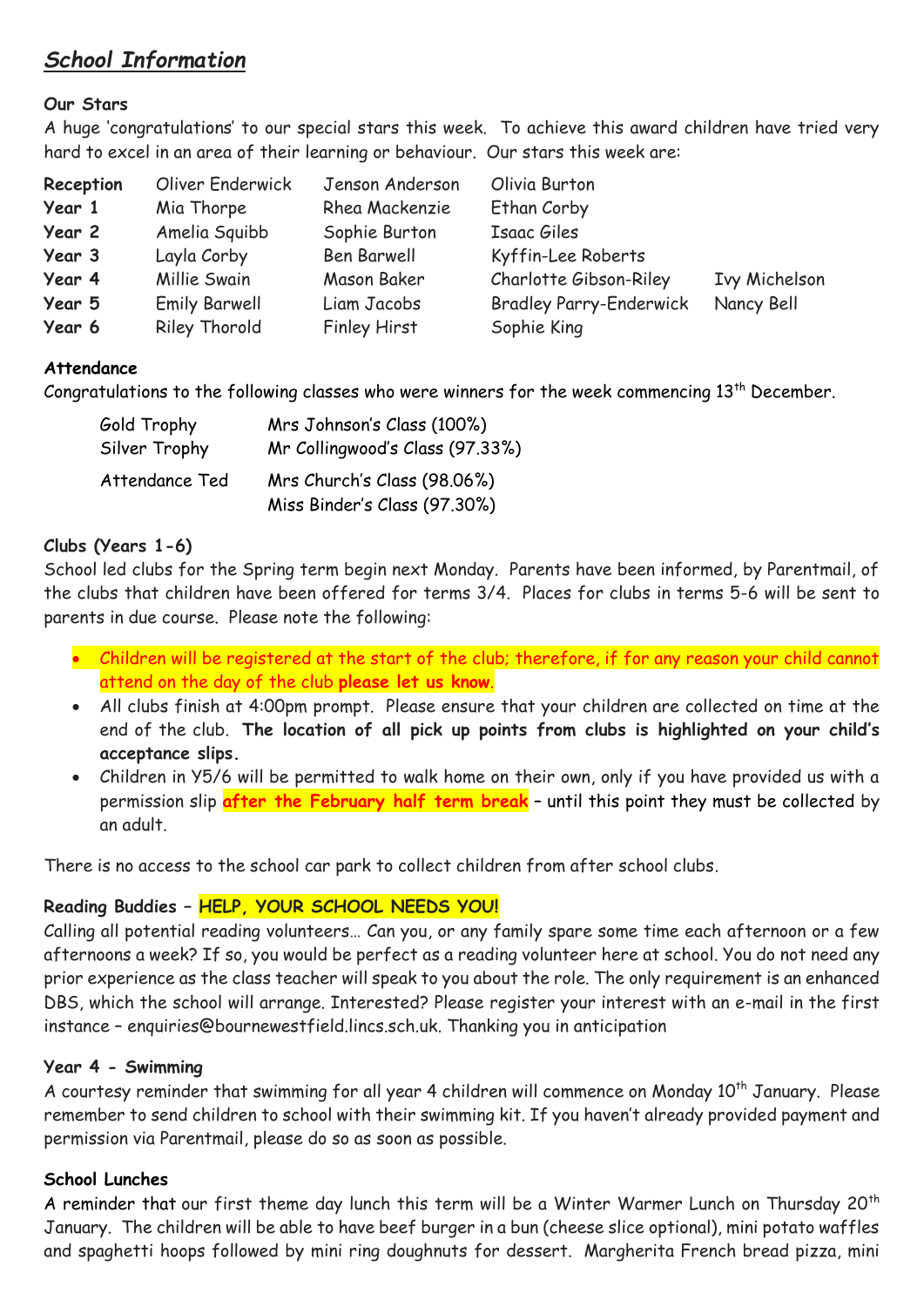## *School Information*

**Our Stars**

A huge 'congratulations' to our special stars this week. To achieve this award children have tried very hard to excel in an area of their learning or behaviour. Our stars this week are:

| | | | | |
|---|---|---|---|---|
| **Reception** | Oliver Enderwick | Jenson Anderson | Olivia Burton | |
| **Year 1** | Mia Thorpe | Rhea Mackenzie | Ethan Corby | |
| **Year 2** | Amelia Squibb | Sophie Burton | Isaac Giles | |
| **Year 3** | Layla Corby | Ben Barwell | Kyffin-Lee Roberts | |
| **Year 4** | Millie Swain | Mason Baker | Charlotte Gibson-Riley | Ivy Michelson |
| **Year 5** | Emily Barwell | Liam Jacobs | Bradley Parry-Enderwick | Nancy Bell |
| **Year 6** | Riley Thorold | Finley Hirst | Sophie King | |

**Attendance**

Congratulations to the following classes who were winners for the week commencing 13th December.

| | |
|---|---|
| Gold Trophy | Mrs Johnson's Class (100%) |
| Silver Trophy | Mr Collingwood's Class (97.33%) |
| Attendance Ted | Mrs Church's Class (98.06%) |
| | Miss Binder's Class (97.30%) |

**Clubs (Years 1-6)**

School led clubs for the Spring term begin next Monday. Parents have been informed, by Parentmail, of the clubs that children have been offered for terms 3/4. Places for clubs in terms 5-6 will be sent to parents in due course. Please note the following:

- Children will be registered at the start of the club; therefore, if for any reason your child cannot attend on the day of the club **please let us know.**
- All clubs finish at 4:00pm prompt. Please ensure that your children are collected on time at the end of the club. **The location of all pick up points from clubs is highlighted on your child's acceptance slips.**
- Children in Y5/6 will be permitted to walk home on their own, only if you have provided us with a permission slip **after the February half term break** – until this point they must be collected by an adult.

There is no access to the school car park to collect children from after school clubs.

**Reading Buddies – HELP, YOUR SCHOOL NEEDS YOU!**

Calling all potential reading volunteers… Can you, or any family spare some time each afternoon or a few afternoons a week? If so, you would be perfect as a reading volunteer here at school. You do not need any prior experience as the class teacher will speak to you about the role. The only requirement is an enhanced DBS, which the school will arrange. Interested? Please register your interest with an e-mail in the first instance – enquiries@bournewestfield.lincs.sch.uk. Thanking you in anticipation

**Year 4 - Swimming**

A courtesy reminder that swimming for all year 4 children will commence on Monday 10th January. Please remember to send children to school with their swimming kit. If you haven't already provided payment and permission via Parentmail, please do so as soon as possible.

**School Lunches**

A reminder that our first theme day lunch this term will be a Winter Warmer Lunch on Thursday 20th January. The children will be able to have beef burger in a bun (cheese slice optional), mini potato waffles and spaghetti hoops followed by mini ring doughnuts for dessert. Margherita French bread pizza, mini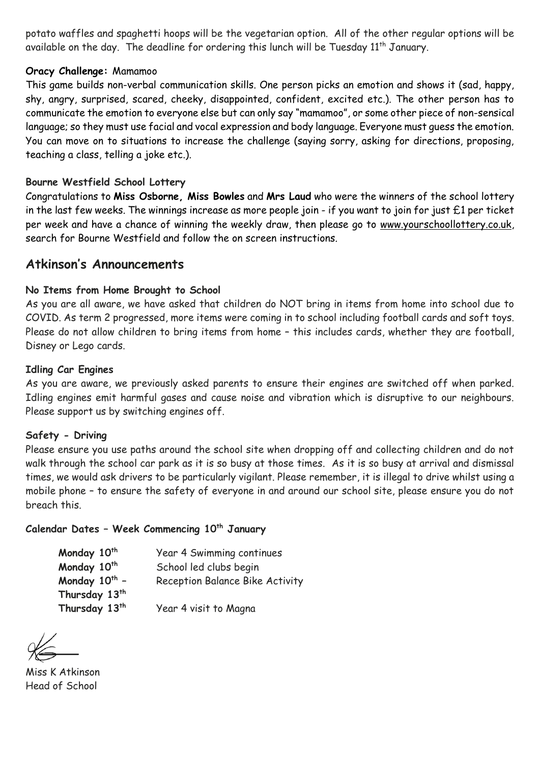potato waffles and spaghetti hoops will be the vegetarian option. All of the other regular options will be available on the day. The deadline for ordering this lunch will be Tuesday 11th January.

**Oracy Challenge:** Mamamoo

This game builds non-verbal communication skills. One person picks an emotion and shows it (sad, happy, shy, angry, surprised, scared, cheeky, disappointed, confident, excited etc.). The other person has to communicate the emotion to everyone else but can only say "mamamoo", or some other piece of non-sensical language; so they must use facial and vocal expression and body language. Everyone must guess the emotion. You can move on to situations to increase the challenge (saying sorry, asking for directions, proposing, teaching a class, telling a joke etc.).

**Bourne Westfield School Lottery**

Congratulations to **Miss Osborne, Miss Bowles** and **Mrs Laud** who were the winners of the school lottery in the last few weeks. The winnings increase as more people join - if you want to join for just £1 per ticket per week and have a chance of winning the weekly draw, then please go to www.yourschoollottery.co.uk, search for Bourne Westfield and follow the on screen instructions.

## Atkinson's Announcements

**No Items from Home Brought to School**

As you are all aware, we have asked that children do NOT bring in items from home into school due to COVID. As term 2 progressed, more items were coming in to school including football cards and soft toys. Please do not allow children to bring items from home – this includes cards, whether they are football, Disney or Lego cards.

**Idling Car Engines**

As you are aware, we previously asked parents to ensure their engines are switched off when parked. Idling engines emit harmful gases and cause noise and vibration which is disruptive to our neighbours. Please support us by switching engines off.

**Safety - Driving**

Please ensure you use paths around the school site when dropping off and collecting children and do not walk through the school car park as it is so busy at those times. As it is so busy at arrival and dismissal times, we would ask drivers to be particularly vigilant. Please remember, it is illegal to drive whilst using a mobile phone – to ensure the safety of everyone in and around our school site, please ensure you do not breach this.

**Calendar Dates – Week Commencing 10th January**

| | |
|---|---|
| **Monday 10th** | Year 4 Swimming continues |
| **Monday 10th** | School led clubs begin |
| **Monday 10th – Thursday 13th** | Reception Balance Bike Activity |
| **Thursday 13th** | Year 4 visit to Magna |

Miss K Atkinson
Head of School